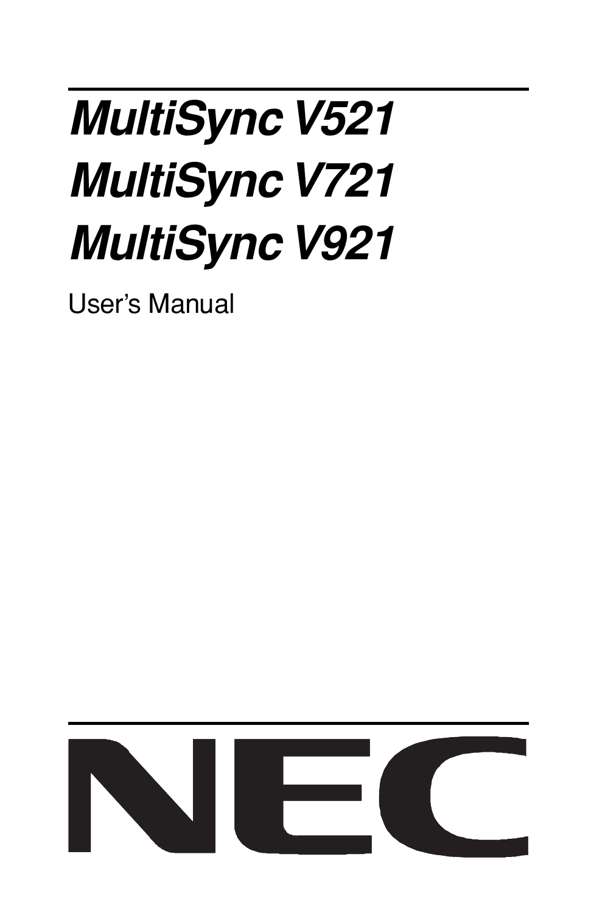# *MultiSync V521*
# *MultiSync V721*
# *MultiSync V921*

User's Manual

NEC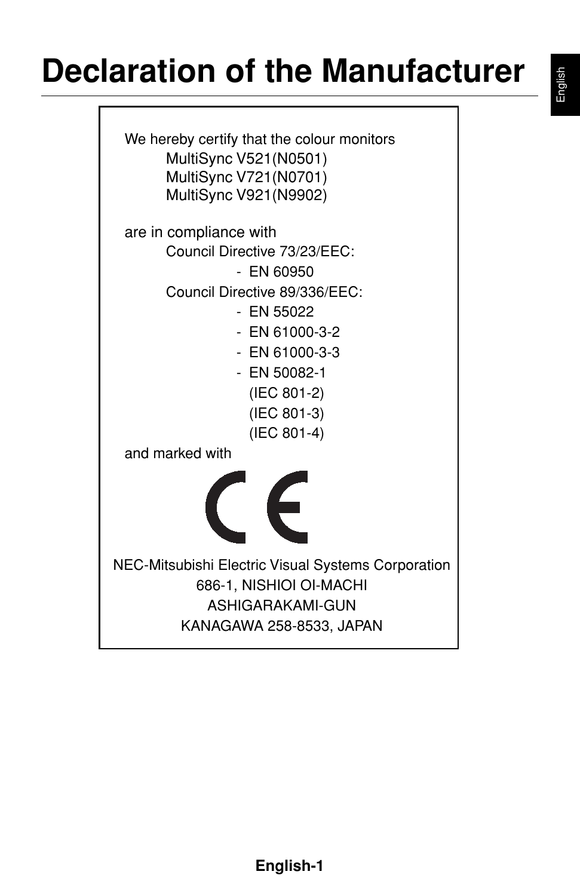# Declaration of the Manufacturer

We hereby certify that the colour monitors

MultiSync V521(N0501)
MultiSync V721(N0701)
MultiSync V921(N9902)

are in compliance with

Council Directive 73/23/EEC:

- EN 60950

Council Directive 89/336/EEC:

- EN 55022
- EN 61000-3-2
- EN 61000-3-3
- EN 50082-1
  (IEC 801-2)
  (IEC 801-3)
  (IEC 801-4)

and marked with

CE

NEC-Mitsubishi Electric Visual Systems Corporation
686-1, NISHIOI OI-MACHI
ASHIGARAKAMI-GUN
KANAGAWA 258-8533, JAPAN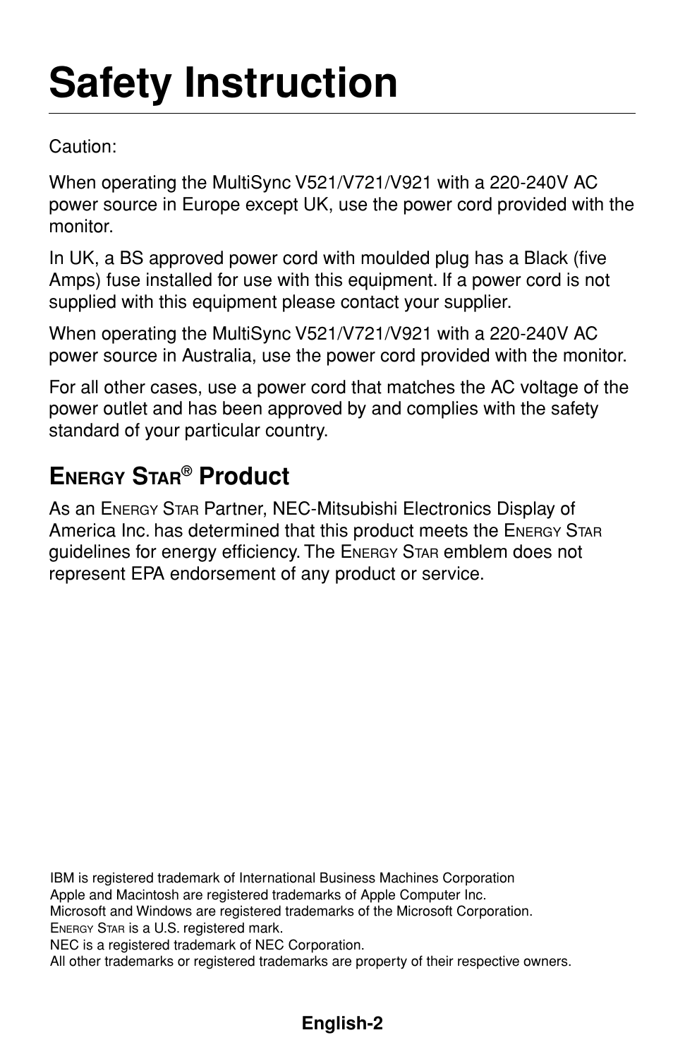# Safety Instruction

Caution:

When operating the MultiSync V521/V721/V921 with a 220-240V AC power source in Europe except UK, use the power cord provided with the monitor.

In UK, a BS approved power cord with moulded plug has a Black (five Amps) fuse installed for use with this equipment. If a power cord is not supplied with this equipment please contact your supplier.

When operating the MultiSync V521/V721/V921 with a 220-240V AC power source in Australia, use the power cord provided with the monitor.

For all other cases, use a power cord that matches the AC voltage of the power outlet and has been approved by and complies with the safety standard of your particular country.

## Energy Star® Product

As an Energy Star Partner, NEC-Mitsubishi Electronics Display of America Inc. has determined that this product meets the Energy Star guidelines for energy efficiency. The Energy Star emblem does not represent EPA endorsement of any product or service.

IBM is registered trademark of International Business Machines Corporation
Apple and Macintosh are registered trademarks of Apple Computer Inc.
Microsoft and Windows are registered trademarks of the Microsoft Corporation.
Energy Star is a U.S. registered mark.
NEC is a registered trademark of NEC Corporation.
All other trademarks or registered trademarks are property of their respective owners.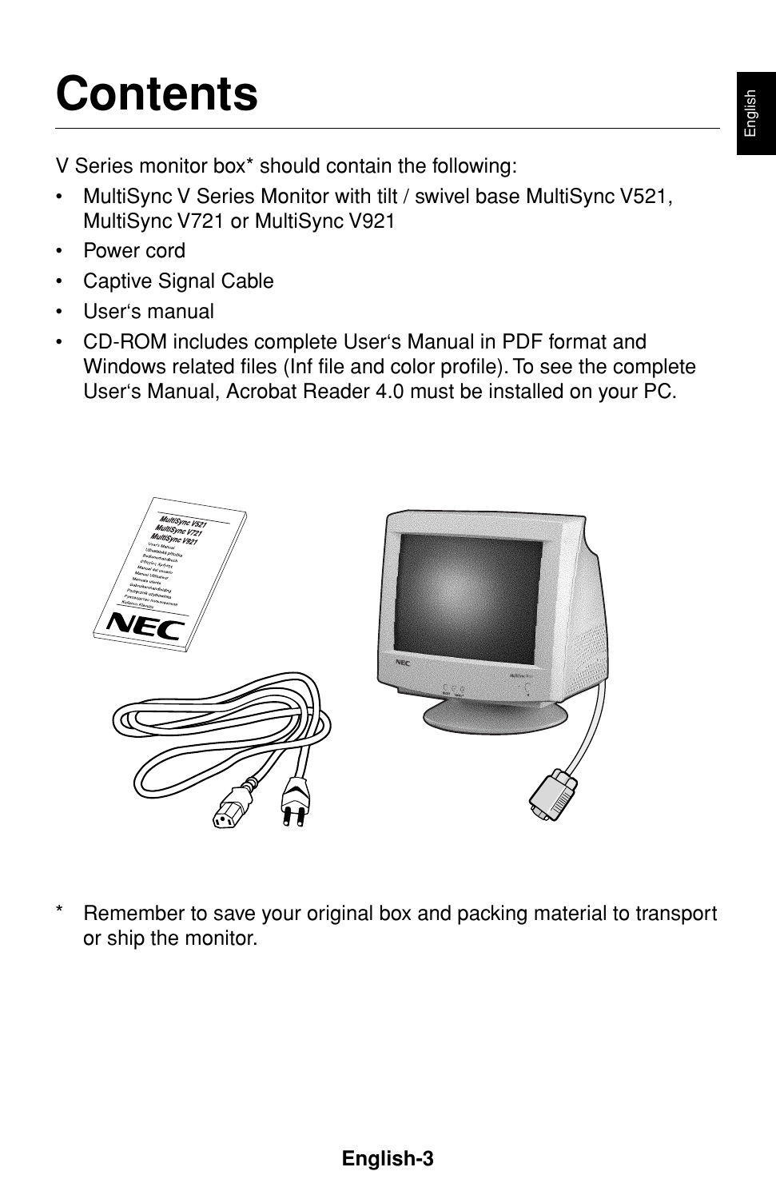# Contents

V Series monitor box* should contain the following:

- MultiSync V Series Monitor with tilt / swivel base MultiSync V521, MultiSync V721 or MultiSync V921
- Power cord
- Captive Signal Cable
- User's manual
- CD-ROM includes complete User's Manual in PDF format and Windows related files (Inf file and color profile). To see the complete User's Manual, Acrobat Reader 4.0 must be installed on your PC.

* Remember to save your original box and packing material to transport or ship the monitor.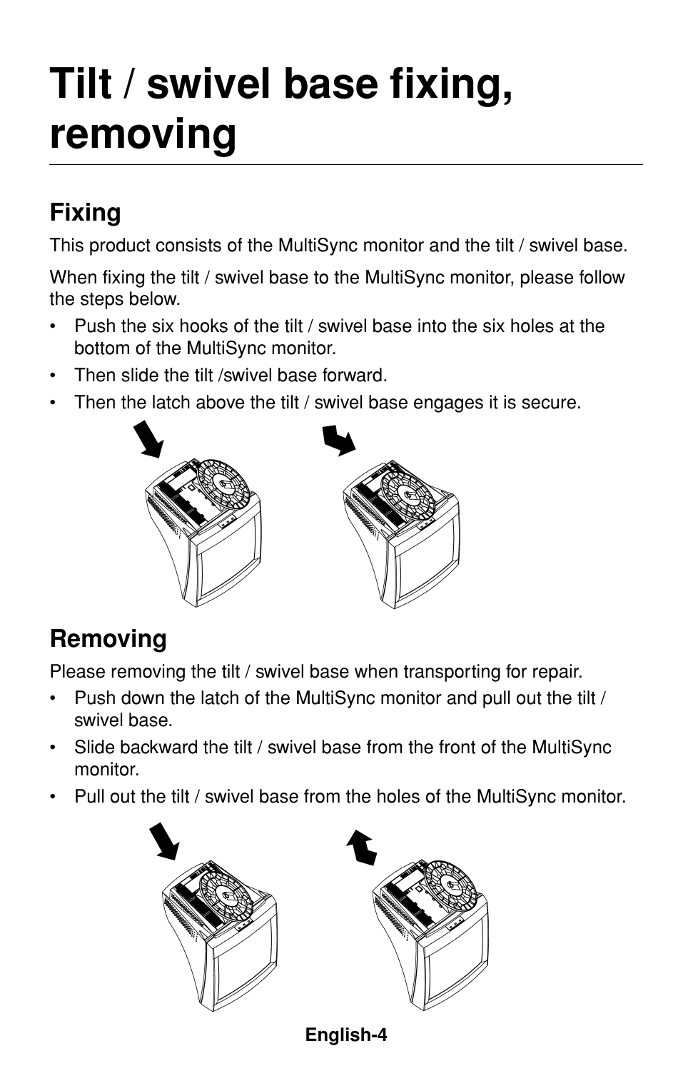# Tilt / swivel base fixing, removing

## Fixing

This product consists of the MultiSync monitor and the tilt / swivel base.

When fixing the tilt / swivel base to the MultiSync monitor, please follow the steps below.

- Push the six hooks of the tilt / swivel base into the six holes at the bottom of the MultiSync monitor.
- Then slide the tilt /swivel base forward.
- Then the latch above the tilt / swivel base engages it is secure.

## Removing

Please removing the tilt / swivel base when transporting for repair.

- Push down the latch of the MultiSync monitor and pull out the tilt / swivel base.
- Slide backward the tilt / swivel base from the front of the MultiSync monitor.
- Pull out the tilt / swivel base from the holes of the MultiSync monitor.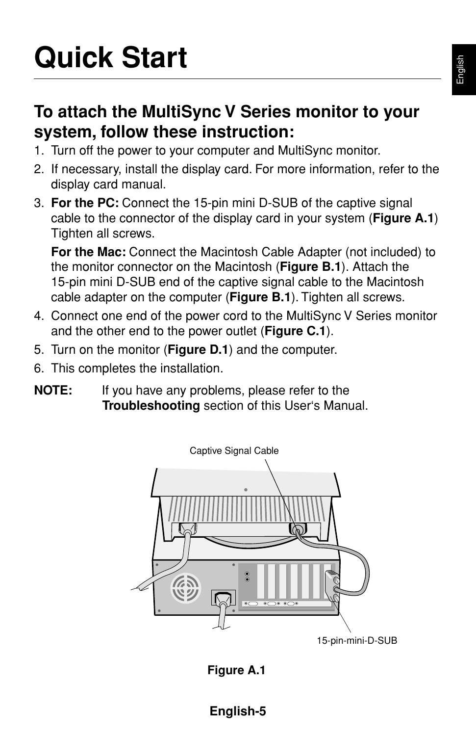# Quick Start

## To attach the MultiSync V Series monitor to your system, follow these instruction:

1. Turn off the power to your computer and MultiSync monitor.
2. If necessary, install the display card. For more information, refer to the display card manual.
3. **For the PC:** Connect the 15-pin mini D-SUB of the captive signal cable to the connector of the display card in your system (**Figure A.1**) Tighten all screws.

   **For the Mac:** Connect the Macintosh Cable Adapter (not included) to the monitor connector on the Macintosh (**Figure B.1**). Attach the 15-pin mini D-SUB end of the captive signal cable to the Macintosh cable adapter on the computer (**Figure B.1**). Tighten all screws.
4. Connect one end of the power cord to the MultiSync V Series monitor and the other end to the power outlet (**Figure C.1**).
5. Turn on the monitor (**Figure D.1**) and the computer.
6. This completes the installation.

**NOTE:** If you have any problems, please refer to the **Troubleshooting** section of this User's Manual.

Captive Signal Cable

15-pin-mini-D-SUB

**Figure A.1**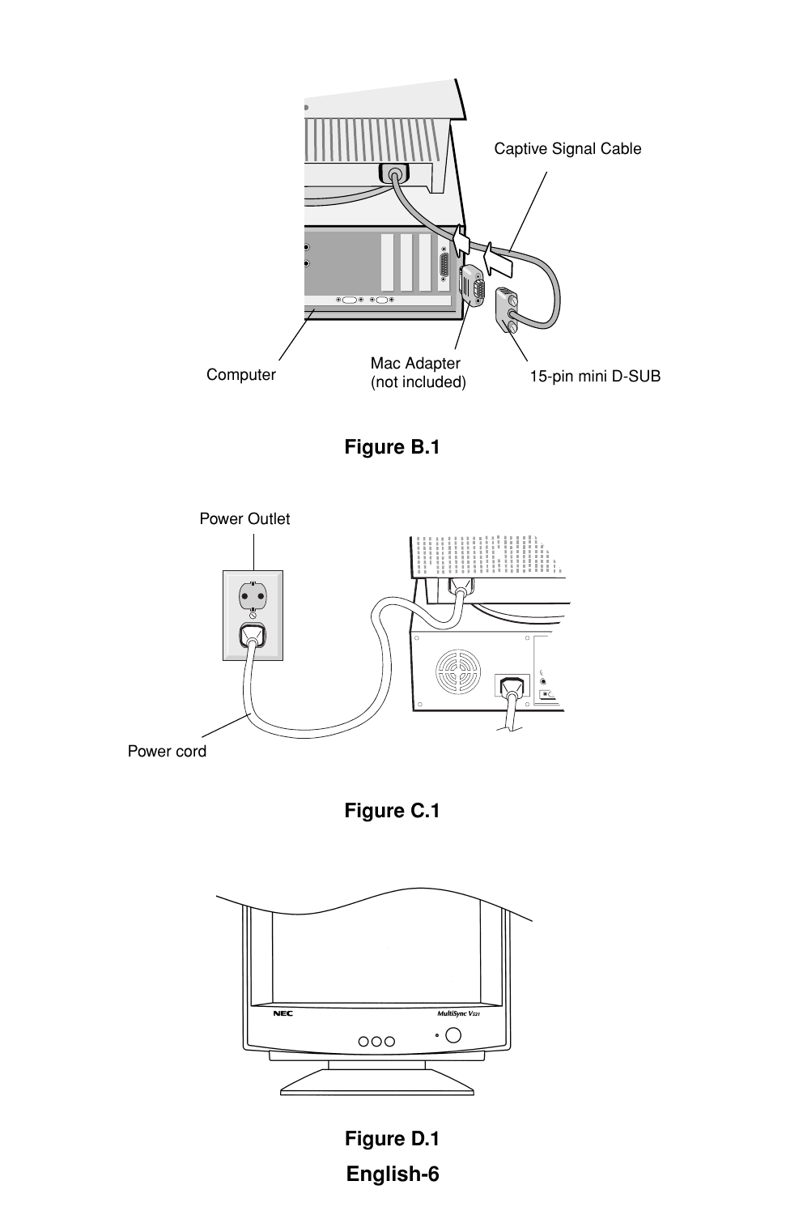Captive Signal Cable

Computer

Mac Adapter
(not included)

15-pin mini D-SUB

**Figure B.1**

Power Outlet

Power cord

**Figure C.1**

**Figure D.1**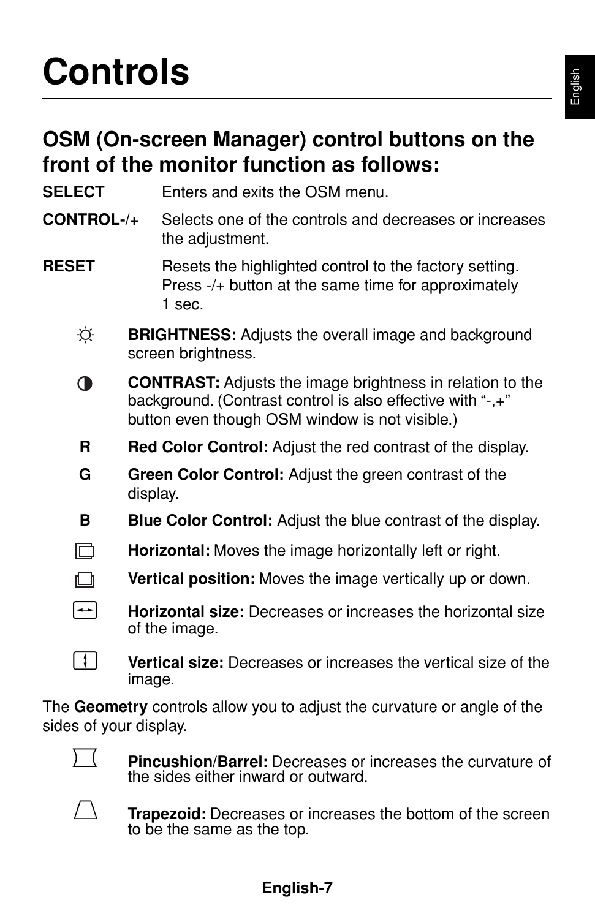# Controls

## OSM (On-screen Manager) control buttons on the front of the monitor function as follows:

**SELECT** Enters and exits the OSM menu.

**CONTROL-/+** Selects one of the controls and decreases or increases the adjustment.

**RESET** Resets the highlighted control to the factory setting. Press -/+ button at the same time for approximately 1 sec.

**BRIGHTNESS:** Adjusts the overall image and background screen brightness.

**CONTRAST:** Adjusts the image brightness in relation to the background. (Contrast control is also effective with "-,+" button even though OSM window is not visible.)

R **Red Color Control:** Adjust the red contrast of the display.

G **Green Color Control:** Adjust the green contrast of the display.

B **Blue Color Control:** Adjust the blue contrast of the display.

**Horizontal:** Moves the image horizontally left or right.

**Vertical position:** Moves the image vertically up or down.

**Horizontal size:** Decreases or increases the horizontal size of the image.

**Vertical size:** Decreases or increases the vertical size of the image.

The **Geometry** controls allow you to adjust the curvature or angle of the sides of your display.

**Pincushion**/**Barrel:** Decreases or increases the curvature of the sides either inward or outward.

**Trapezoid:** Decreases or increases the bottom of the screen to be the same as the top.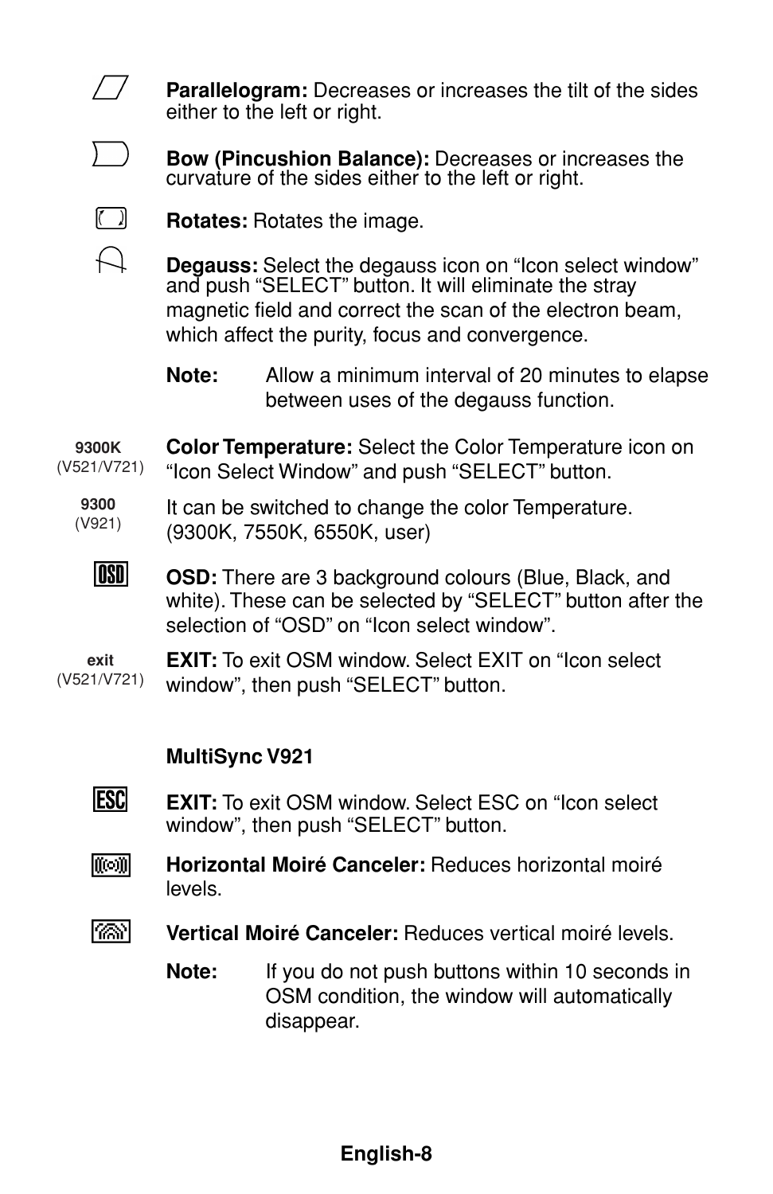**Parallelogram:** Decreases or increases the tilt of the sides either to the left or right.

**Bow (Pincushion Balance):** Decreases or increases the curvature of the sides either to the left or right.

**Rotates:** Rotates the image.

**Degauss:** Select the degauss icon on “Icon select window” and push “SELECT” button. It will eliminate the stray magnetic field and correct the scan of the electron beam, which affect the purity, focus and convergence.

**Note:** Allow a minimum interval of 20 minutes to elapse between uses of the degauss function.

9300K (V521/V721)

9300 (V921)

**Color Temperature:** Select the Color Temperature icon on “Icon Select Window” and push “SELECT” button.

It can be switched to change the color Temperature. (9300K, 7550K, 6550K, user)

OSD

**OSD:** There are 3 background colours (Blue, Black, and white). These can be selected by “SELECT” button after the selection of “OSD” on “Icon select window”.

exit (V521/V721)

**EXIT:** To exit OSM window. Select EXIT on “Icon select window”, then push “SELECT” button.

**MultiSync V921**

ESC

**EXIT:** To exit OSM window. Select ESC on “Icon select window”, then push “SELECT” button.

**Horizontal Moiré Canceler:** Reduces horizontal moiré levels.

**Vertical Moiré Canceler:** Reduces vertical moiré levels.

**Note:** If you do not push buttons within 10 seconds in OSM condition, the window will automatically disappear.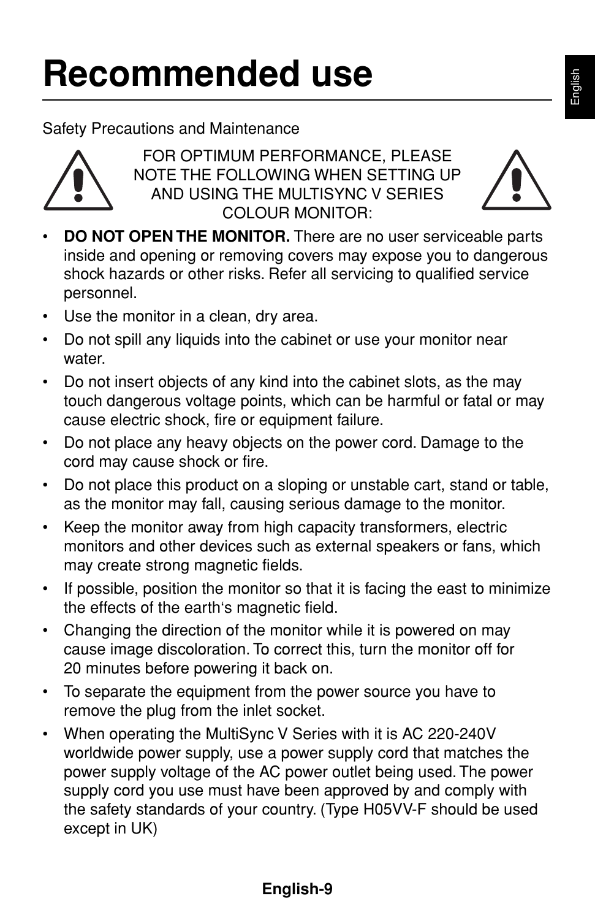# Recommended use

Safety Precautions and Maintenance

FOR OPTIMUM PERFORMANCE, PLEASE NOTE THE FOLLOWING WHEN SETTING UP AND USING THE MULTISYNC V SERIES COLOUR MONITOR:

- **DO NOT OPEN THE MONITOR.** There are no user serviceable parts inside and opening or removing covers may expose you to dangerous shock hazards or other risks. Refer all servicing to qualified service personnel.
- Use the monitor in a clean, dry area.
- Do not spill any liquids into the cabinet or use your monitor near water.
- Do not insert objects of any kind into the cabinet slots, as the may touch dangerous voltage points, which can be harmful or fatal or may cause electric shock, fire or equipment failure.
- Do not place any heavy objects on the power cord. Damage to the cord may cause shock or fire.
- Do not place this product on a sloping or unstable cart, stand or table, as the monitor may fall, causing serious damage to the monitor.
- Keep the monitor away from high capacity transformers, electric monitors and other devices such as external speakers or fans, which may create strong magnetic fields.
- If possible, position the monitor so that it is facing the east to minimize the effects of the earth's magnetic field.
- Changing the direction of the monitor while it is powered on may cause image discoloration. To correct this, turn the monitor off for 20 minutes before powering it back on.
- To separate the equipment from the power source you have to remove the plug from the inlet socket.
- When operating the MultiSync V Series with it is AC 220-240V worldwide power supply, use a power supply cord that matches the power supply voltage of the AC power outlet being used. The power supply cord you use must have been approved by and comply with the safety standards of your country. (Type H05VV-F should be used except in UK)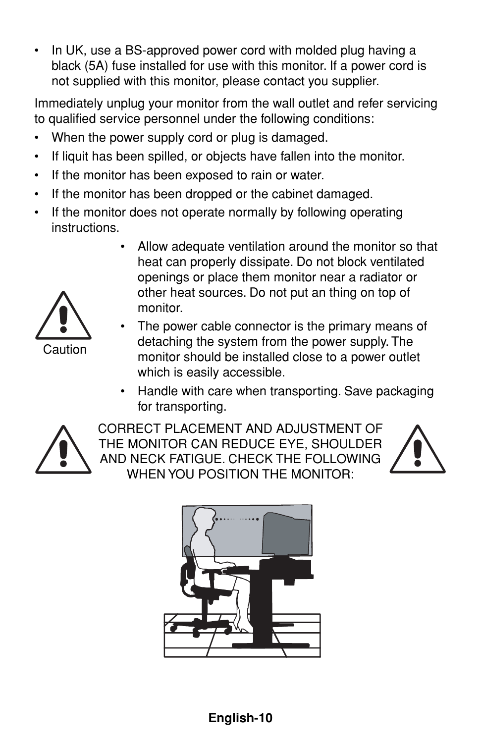- In UK, use a BS-approved power cord with molded plug having a black (5A) fuse installed for use with this monitor. If a power cord is not supplied with this monitor, please contact you supplier.

Immediately unplug your monitor from the wall outlet and refer servicing to qualified service personnel under the following conditions:

- When the power supply cord or plug is damaged.
- If liquit has been spilled, or objects have fallen into the monitor.
- If the monitor has been exposed to rain or water.
- If the monitor has been dropped or the cabinet damaged.
- If the monitor does not operate normally by following operating instructions.

Caution

- Allow adequate ventilation around the monitor so that heat can properly dissipate. Do not block ventilated openings or place them monitor near a radiator or other heat sources. Do not put an thing on top of monitor.
- The power cable connector is the primary means of detaching the system from the power supply. The monitor should be installed close to a power outlet which is easily accessible.
- Handle with care when transporting. Save packaging for transporting.

CORRECT PLACEMENT AND ADJUSTMENT OF THE MONITOR CAN REDUCE EYE, SHOULDER AND NECK FATIGUE. CHECK THE FOLLOWING WHEN YOU POSITION THE MONITOR: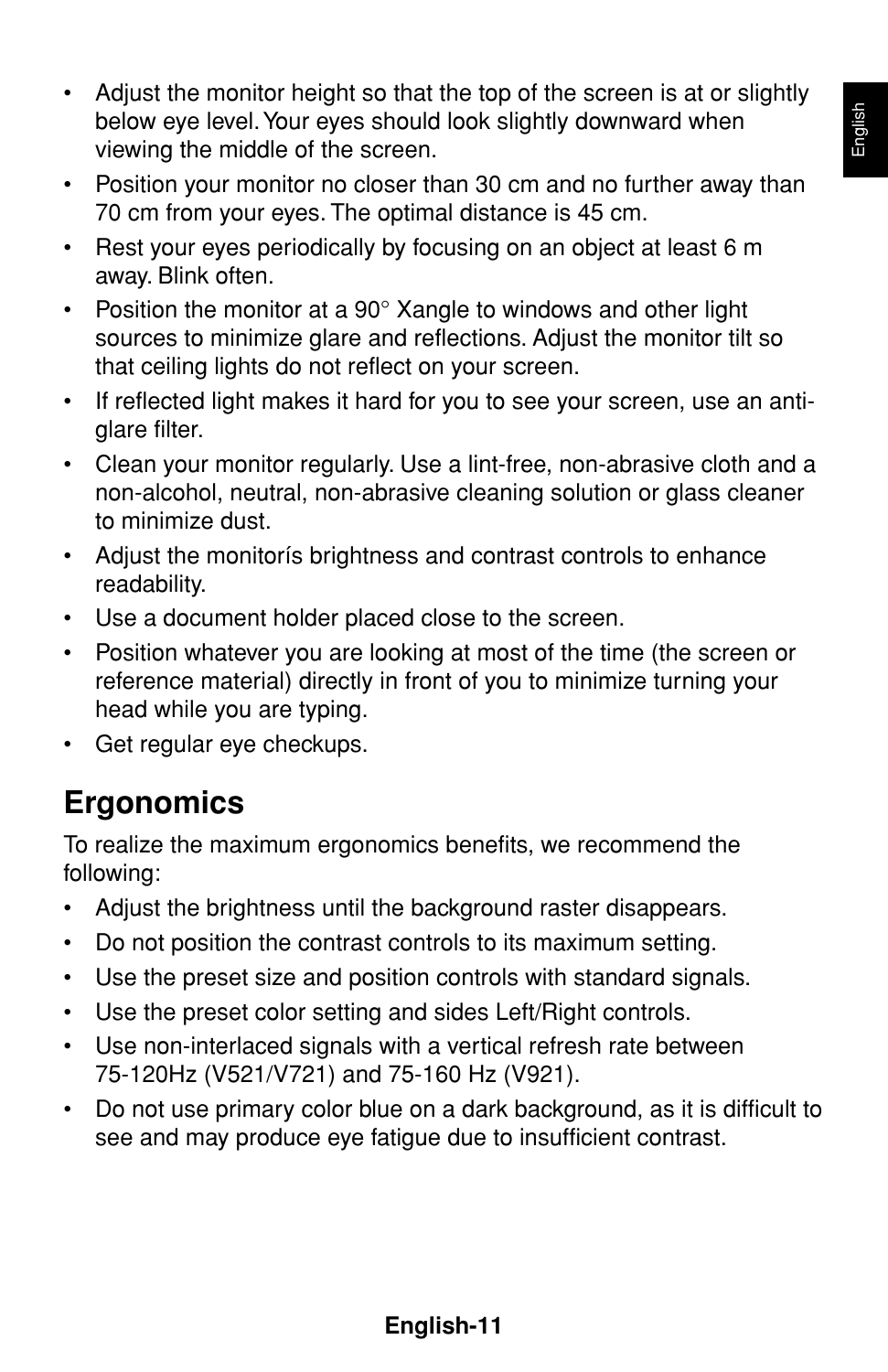- Adjust the monitor height so that the top of the screen is at or slightly below eye level. Your eyes should look slightly downward when viewing the middle of the screen.
- Position your monitor no closer than 30 cm and no further away than 70 cm from your eyes. The optimal distance is 45 cm.
- Rest your eyes periodically by focusing on an object at least 6 m away. Blink often.
- Position the monitor at a 90° Xangle to windows and other light sources to minimize glare and reflections. Adjust the monitor tilt so that ceiling lights do not reflect on your screen.
- If reflected light makes it hard for you to see your screen, use an anti-glare filter.
- Clean your monitor regularly. Use a lint-free, non-abrasive cloth and a non-alcohol, neutral, non-abrasive cleaning solution or glass cleaner to minimize dust.
- Adjust the monitorís brightness and contrast controls to enhance readability.
- Use a document holder placed close to the screen.
- Position whatever you are looking at most of the time (the screen or reference material) directly in front of you to minimize turning your head while you are typing.
- Get regular eye checkups.

## Ergonomics

To realize the maximum ergonomics benefits, we recommend the following:

- Adjust the brightness until the background raster disappears.
- Do not position the contrast controls to its maximum setting.
- Use the preset size and position controls with standard signals.
- Use the preset color setting and sides Left/Right controls.
- Use non-interlaced signals with a vertical refresh rate between 75-120Hz (V521/V721) and 75-160 Hz (V921).
- Do not use primary color blue on a dark background, as it is difficult to see and may produce eye fatigue due to insufficient contrast.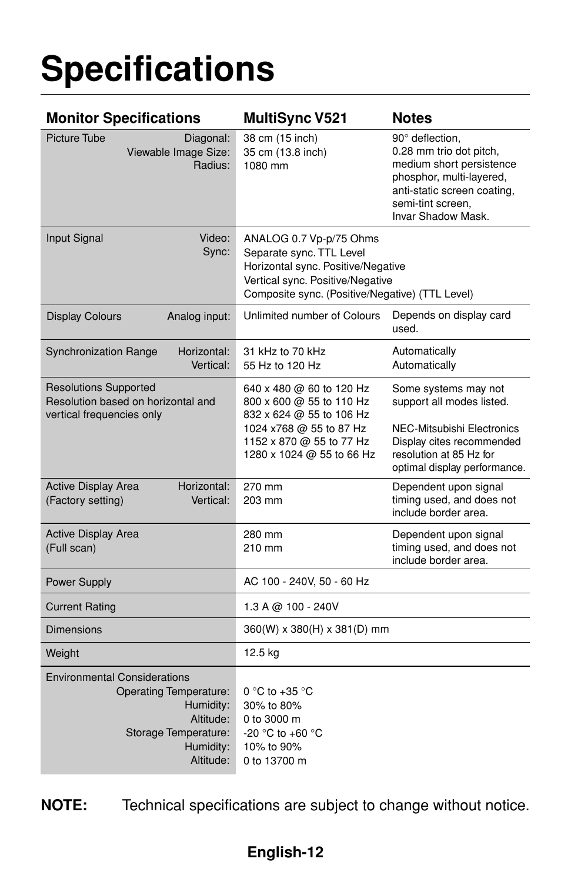# Specifications

| Monitor Specifications | | MultiSync V521 | Notes |
|---|---|---|---|
| Picture Tube | Diagonal:<br>Viewable Image Size:<br>Radius: | 38 cm (15 inch)<br>35 cm (13.8 inch)<br>1080 mm | 90° deflection,<br>0.28 mm trio dot pitch,<br>medium short persistence phosphor, multi-layered, anti-static screen coating, semi-tint screen,<br>Invar Shadow Mask. |
| Input Signal | Video:<br>Sync: | ANALOG 0.7 Vp-p/75 Ohms<br>Separate sync. TTL Level<br>Horizontal sync. Positive/Negative<br>Vertical sync. Positive/Negative<br>Composite sync. (Positive/Negative) (TTL Level) | |
| Display Colours | Analog input: | Unlimited number of Colours | Depends on display card used. |
| Synchronization Range | Horizontal:<br>Vertical: | 31 kHz to 70 kHz<br>55 Hz to 120 Hz | Automatically<br>Automatically |
| Resolutions Supported<br>Resolution based on horizontal and vertical frequencies only | | 640 x 480 @ 60 to 120 Hz<br>800 x 600 @ 55 to 110 Hz<br>832 x 624 @ 55 to 106 Hz<br>1024 x768 @ 55 to 87 Hz<br>1152 x 870 @ 55 to 77 Hz<br>1280 x 1024 @ 55 to 66 Hz | Some systems may not support all modes listed.<br><br>NEC-Mitsubishi Electronics Display cites recommended resolution at 85 Hz for optimal display performance. |
| Active Display Area<br>(Factory setting) | Horizontal:<br>Vertical: | 270 mm<br>203 mm | Dependent upon signal timing used, and does not include border area. |
| Active Display Area<br>(Full scan) | | 280 mm<br>210 mm | Dependent upon signal timing used, and does not include border area. |
| Power Supply | | AC 100 - 240V, 50 - 60 Hz | |
| Current Rating | | 1.3 A @ 100 - 240V | |
| Dimensions | | 360(W) x 380(H) x 381(D) mm | |
| Weight | | 12.5 kg | |
| Environmental Considerations | Operating Temperature:<br>Humidity:<br>Altitude:<br>Storage Temperature:<br>Humidity:<br>Altitude: | 0 °C to +35 °C<br>30% to 80%<br>0 to 3000 m<br>-20 °C to +60 °C<br>10% to 90%<br>0 to 13700 m | |

**NOTE:** Technical specifications are subject to change without notice.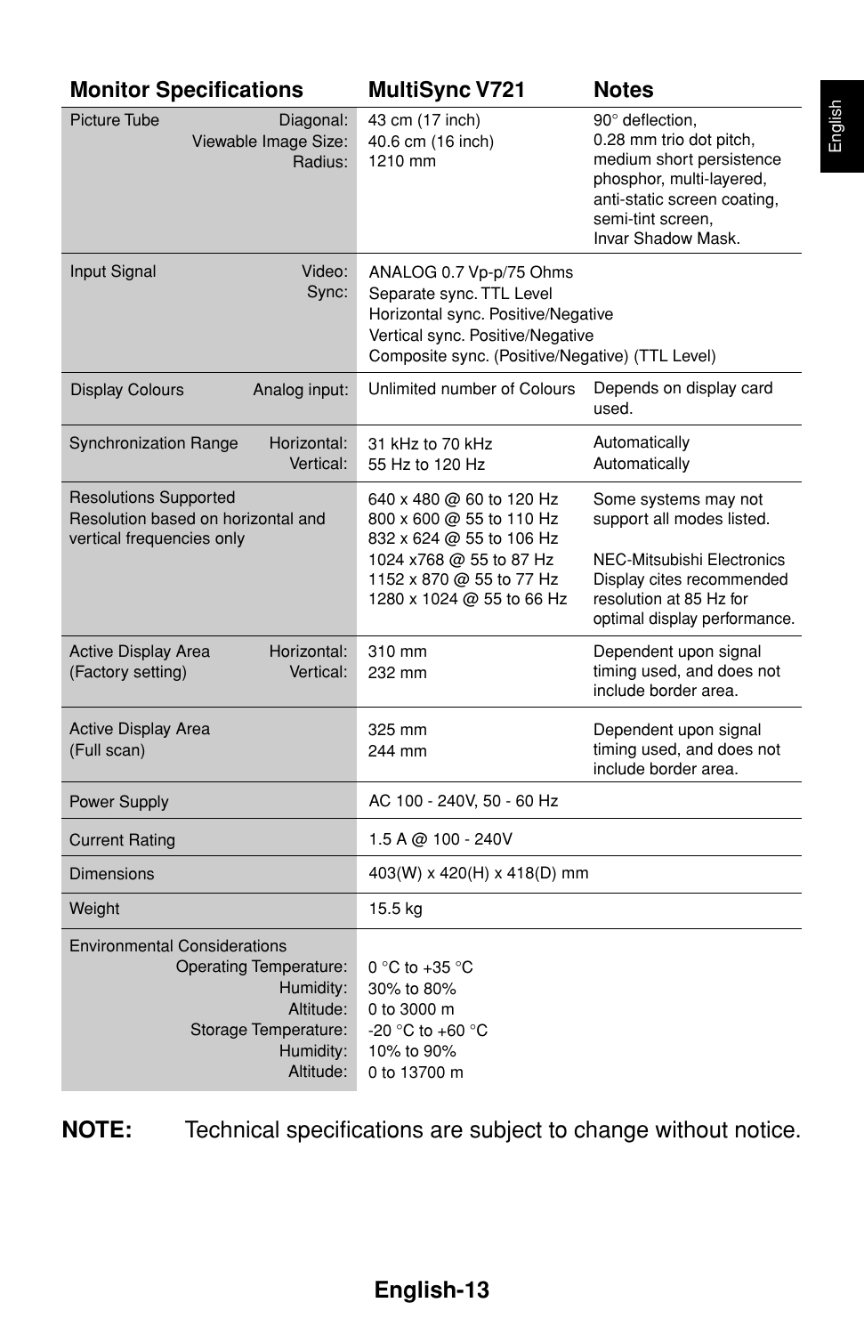| Monitor Specifications | | MultiSync V721 | Notes |
|---|---|---|---|
| Picture Tube | Diagonal:<br>Viewable Image Size:<br>Radius: | 43 cm (17 inch)<br>40.6 cm (16 inch)<br>1210 mm | 90° deflection,<br>0.28 mm trio dot pitch,<br>medium short persistence phosphor, multi-layered,<br>anti-static screen coating,<br>semi-tint screen,<br>Invar Shadow Mask. |
| Input Signal | Video:<br>Sync: | ANALOG 0.7 Vp-p/75 Ohms<br>Separate sync. TTL Level<br>Horizontal sync. Positive/Negative<br>Vertical sync. Positive/Negative<br>Composite sync. (Positive/Negative) (TTL Level) | |
| Display Colours | Analog input: | Unlimited number of Colours | Depends on display card used. |
| Synchronization Range | Horizontal:<br>Vertical: | 31 kHz to 70 kHz<br>55 Hz to 120 Hz | Automatically<br>Automatically |
| Resolutions Supported<br>Resolution based on horizontal and vertical frequencies only | | 640 x 480 @ 60 to 120 Hz<br>800 x 600 @ 55 to 110 Hz<br>832 x 624 @ 55 to 106 Hz<br>1024 x768 @ 55 to 87 Hz<br>1152 x 870 @ 55 to 77 Hz<br>1280 x 1024 @ 55 to 66 Hz | Some systems may not support all modes listed.<br><br>NEC-Mitsubishi Electronics Display cites recommended resolution at 85 Hz for optimal display performance. |
| Active Display Area<br>(Factory setting) | Horizontal:<br>Vertical: | 310 mm<br>232 mm | Dependent upon signal timing used, and does not include border area. |
| Active Display Area<br>(Full scan) | | 325 mm<br>244 mm | Dependent upon signal timing used, and does not include border area. |
| Power Supply | | AC 100 - 240V, 50 - 60 Hz | |
| Current Rating | | 1.5 A @ 100 - 240V | |
| Dimensions | | 403(W) x 420(H) x 418(D) mm | |
| Weight | | 15.5 kg | |
| Environmental Considerations | Operating Temperature:<br>Humidity:<br>Altitude:<br>Storage Temperature:<br>Humidity:<br>Altitude: | 0 °C to +35 °C<br>30% to 80%<br>0 to 3000 m<br>-20 °C to +60 °C<br>10% to 90%<br>0 to 13700 m | |

**NOTE:** Technical specifications are subject to change without notice.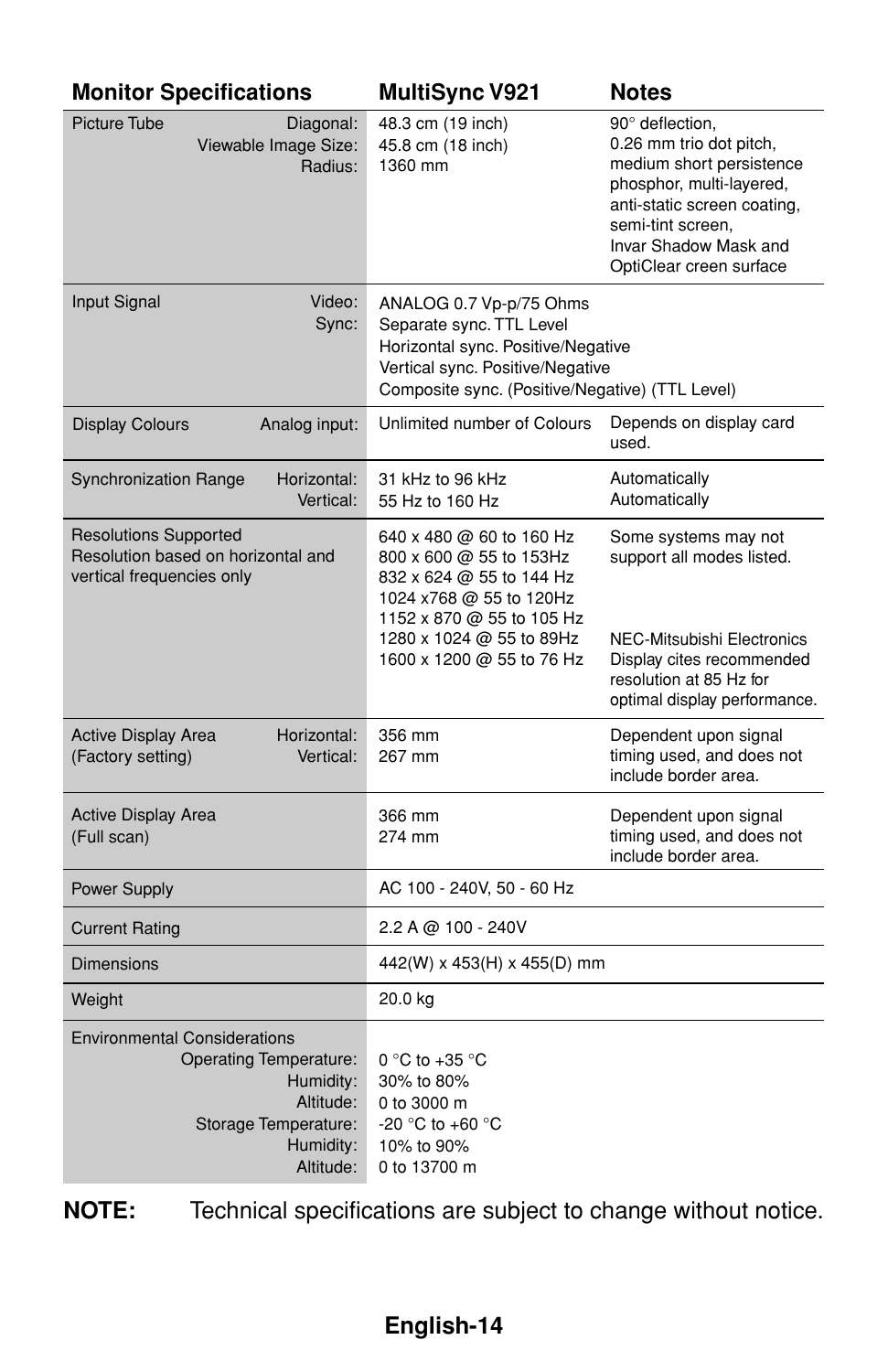| Monitor Specifications | MultiSync V921 | Notes |
| --- | --- | --- |
| Picture Tube — Diagonal:<br>Viewable Image Size:<br>Radius: | 48.3 cm (19 inch)<br>45.8 cm (18 inch)<br>1360 mm | 90° deflection,<br>0.26 mm trio dot pitch,<br>medium short persistence phosphor, multi-layered, anti-static screen coating, semi-tint screen,<br>Invar Shadow Mask and OptiClear creen surface |
| Input Signal — Video:<br>Sync: | ANALOG 0.7 Vp-p/75 Ohms<br>Separate sync. TTL Level<br>Horizontal sync. Positive/Negative<br>Vertical sync. Positive/Negative<br>Composite sync. (Positive/Negative) (TTL Level) | |
| Display Colours — Analog input: | Unlimited number of Colours | Depends on display card used. |
| Synchronization Range — Horizontal:<br>Vertical: | 31 kHz to 96 kHz<br>55 Hz to 160 Hz | Automatically<br>Automatically |
| Resolutions Supported<br>Resolution based on horizontal and vertical frequencies only | 640 x 480 @ 60 to 160 Hz<br>800 x 600 @ 55 to 153Hz<br>832 x 624 @ 55 to 144 Hz<br>1024 x768 @ 55 to 120Hz<br>1152 x 870 @ 55 to 105 Hz<br>1280 x 1024 @ 55 to 89Hz<br>1600 x 1200 @ 55 to 76 Hz | Some systems may not support all modes listed.<br><br>NEC-Mitsubishi Electronics Display cites recommended resolution at 85 Hz for optimal display performance. |
| Active Display Area (Factory setting) — Horizontal:<br>Vertical: | 356 mm<br>267 mm | Dependent upon signal timing used, and does not include border area. |
| Active Display Area (Full scan) | 366 mm<br>274 mm | Dependent upon signal timing used, and does not include border area. |
| Power Supply | AC 100 - 240V, 50 - 60 Hz | |
| Current Rating | 2.2 A @ 100 - 240V | |
| Dimensions | 442(W) x 453(H) x 455(D) mm | |
| Weight | 20.0 kg | |
| Environmental Considerations<br>Operating Temperature:<br>Humidity:<br>Altitude:<br>Storage Temperature:<br>Humidity:<br>Altitude: | <br>0 °C to +35 °C<br>30% to 80%<br>0 to 3000 m<br>-20 °C to +60 °C<br>10% to 90%<br>0 to 13700 m | |

**NOTE:** Technical specifications are subject to change without notice.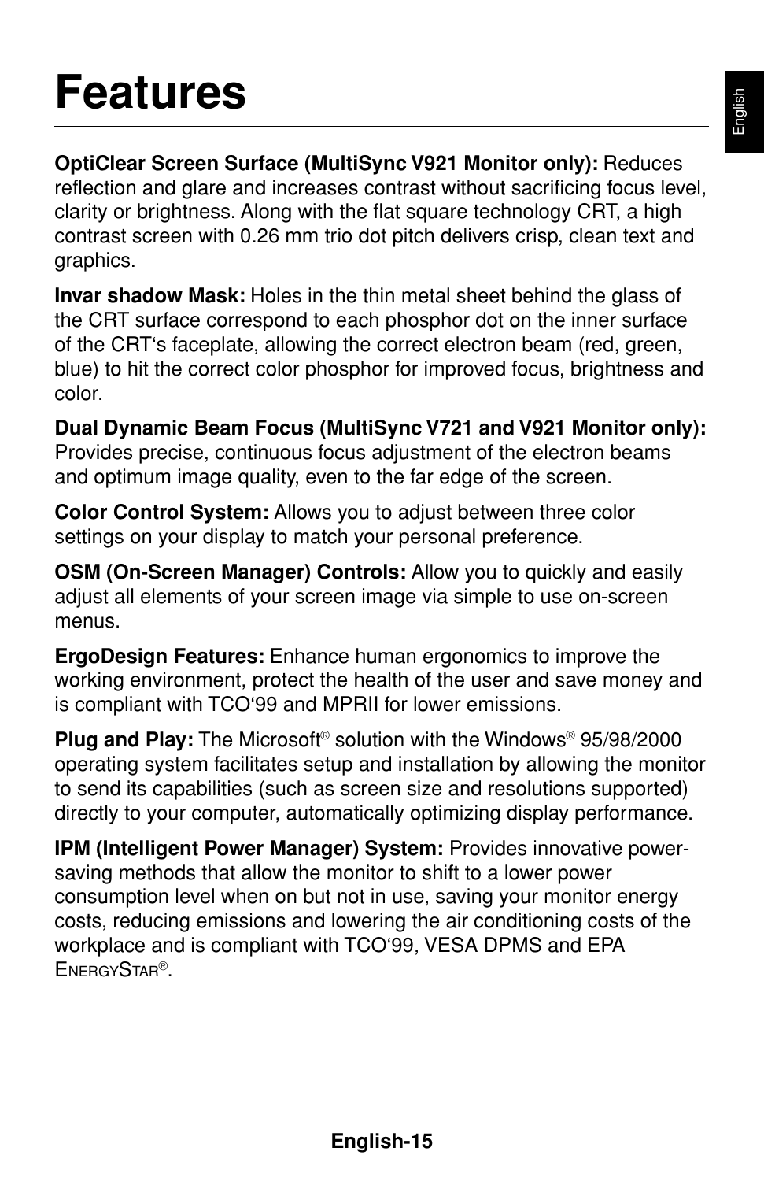# Features

**OptiClear Screen Surface (MultiSync V921 Monitor only):** Reduces reflection and glare and increases contrast without sacrificing focus level, clarity or brightness. Along with the flat square technology CRT, a high contrast screen with 0.26 mm trio dot pitch delivers crisp, clean text and graphics.

**Invar shadow Mask:** Holes in the thin metal sheet behind the glass of the CRT surface correspond to each phosphor dot on the inner surface of the CRT's faceplate, allowing the correct electron beam (red, green, blue) to hit the correct color phosphor for improved focus, brightness and color.

**Dual Dynamic Beam Focus (MultiSync V721 and V921 Monitor only):** Provides precise, continuous focus adjustment of the electron beams and optimum image quality, even to the far edge of the screen.

**Color Control System:** Allows you to adjust between three color settings on your display to match your personal preference.

**OSM (On-Screen Manager) Controls:** Allow you to quickly and easily adjust all elements of your screen image via simple to use on-screen menus.

**ErgoDesign Features:** Enhance human ergonomics to improve the working environment, protect the health of the user and save money and is compliant with TCO'99 and MPRII for lower emissions.

**Plug and Play:** The Microsoft® solution with the Windows® 95/98/2000 operating system facilitates setup and installation by allowing the monitor to send its capabilities (such as screen size and resolutions supported) directly to your computer, automatically optimizing display performance.

**IPM (Intelligent Power Manager) System:** Provides innovative power-saving methods that allow the monitor to shift to a lower power consumption level when on but not in use, saving your monitor energy costs, reducing emissions and lowering the air conditioning costs of the workplace and is compliant with TCO'99, VESA DPMS and EPA EnergyStar®.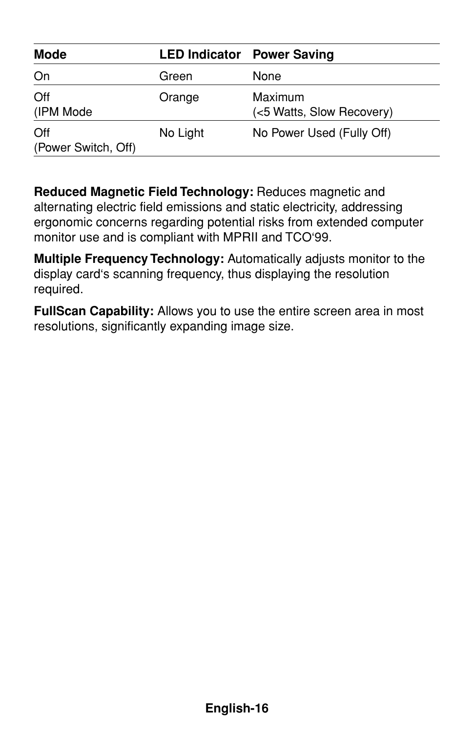| Mode | LED Indicator | Power Saving |
| --- | --- | --- |
| On | Green | None |
| Off (IPM Mode | Orange | Maximum (<5 Watts, Slow Recovery) |
| Off (Power Switch, Off) | No Light | No Power Used (Fully Off) |

**Reduced Magnetic Field Technology:** Reduces magnetic and alternating electric field emissions and static electricity, addressing ergonomic concerns regarding potential risks from extended computer monitor use and is compliant with MPRII and TCO'99.

**Multiple Frequency Technology:** Automatically adjusts monitor to the display card's scanning frequency, thus displaying the resolution required.

**FullScan Capability:** Allows you to use the entire screen area in most resolutions, significantly expanding image size.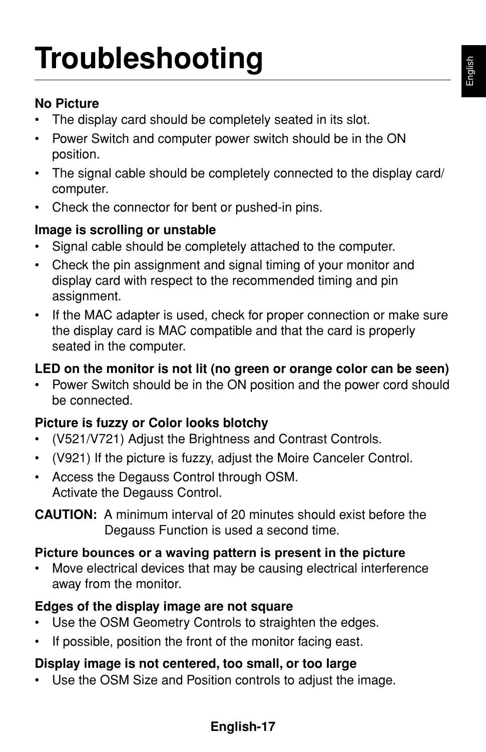# Troubleshooting

**No Picture**

- The display card should be completely seated in its slot.
- Power Switch and computer power switch should be in the ON position.
- The signal cable should be completely connected to the display card/ computer.
- Check the connector for bent or pushed-in pins.

**Image is scrolling or unstable**

- Signal cable should be completely attached to the computer.
- Check the pin assignment and signal timing of your monitor and display card with respect to the recommended timing and pin assignment.
- If the MAC adapter is used, check for proper connection or make sure the display card is MAC compatible and that the card is properly seated in the computer.

**LED on the monitor is not lit (no green or orange color can be seen)**

- Power Switch should be in the ON position and the power cord should be connected.

**Picture is fuzzy or Color looks blotchy**

- (V521/V721) Adjust the Brightness and Contrast Controls.
- (V921) If the picture is fuzzy, adjust the Moire Canceler Control.
- Access the Degauss Control through OSM.
  Activate the Degauss Control.

**CAUTION:** A minimum interval of 20 minutes should exist before the Degauss Function is used a second time.

**Picture bounces or a waving pattern is present in the picture**

- Move electrical devices that may be causing electrical interference away from the monitor.

**Edges of the display image are not square**

- Use the OSM Geometry Controls to straighten the edges.
- If possible, position the front of the monitor facing east.

**Display image is not centered, too small, or too large**

- Use the OSM Size and Position controls to adjust the image.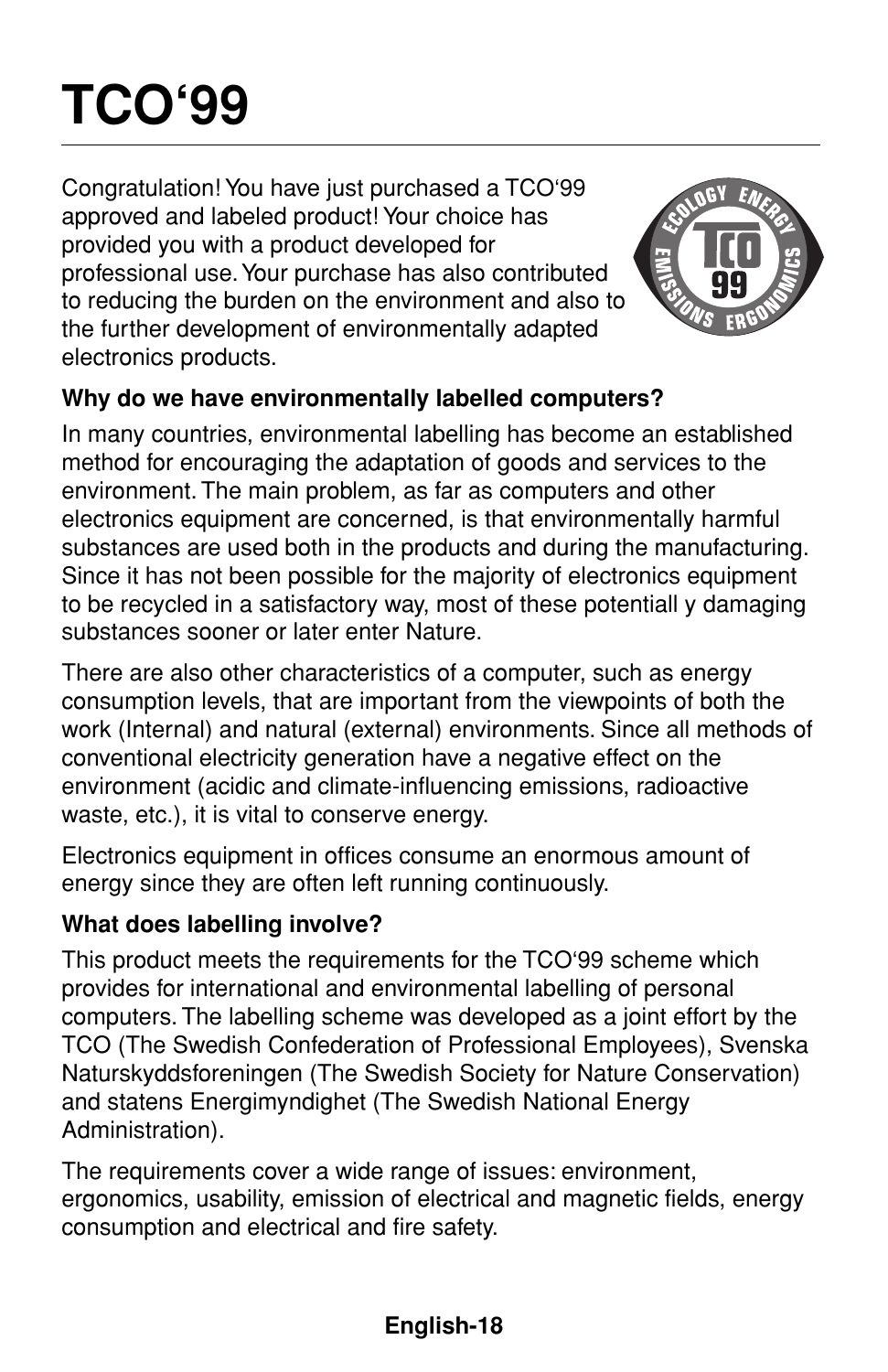# TCO‘99

Congratulation! You have just purchased a TCO‘99 approved and labeled product! Your choice has provided you with a product developed for professional use. Your purchase has also contributed to reducing the burden on the environment and also to the further development of environmentally adapted electronics products.

**Why do we have environmentally labelled computers?**

In many countries, environmental labelling has become an established method for encouraging the adaptation of goods and services to the environment. The main problem, as far as computers and other electronics equipment are concerned, is that environmentally harmful substances are used both in the products and during the manufacturing. Since it has not been possible for the majority of electronics equipment to be recycled in a satisfactory way, most of these potentiall y damaging substances sooner or later enter Nature.

There are also other characteristics of a computer, such as energy consumption levels, that are important from the viewpoints of both the work (Internal) and natural (external) environments. Since all methods of conventional electricity generation have a negative effect on the environment (acidic and climate-influencing emissions, radioactive waste, etc.), it is vital to conserve energy.

Electronics equipment in offices consume an enormous amount of energy since they are often left running continuously.

**What does labelling involve?**

This product meets the requirements for the TCO‘99 scheme which provides for international and environmental labelling of personal computers. The labelling scheme was developed as a joint effort by the TCO (The Swedish Confederation of Professional Employees), Svenska Naturskyddsforeningen (The Swedish Society for Nature Conservation) and statens Energimyndighet (The Swedish National Energy Administration).

The requirements cover a wide range of issues: environment, ergonomics, usability, emission of electrical and magnetic fields, energy consumption and electrical and fire safety.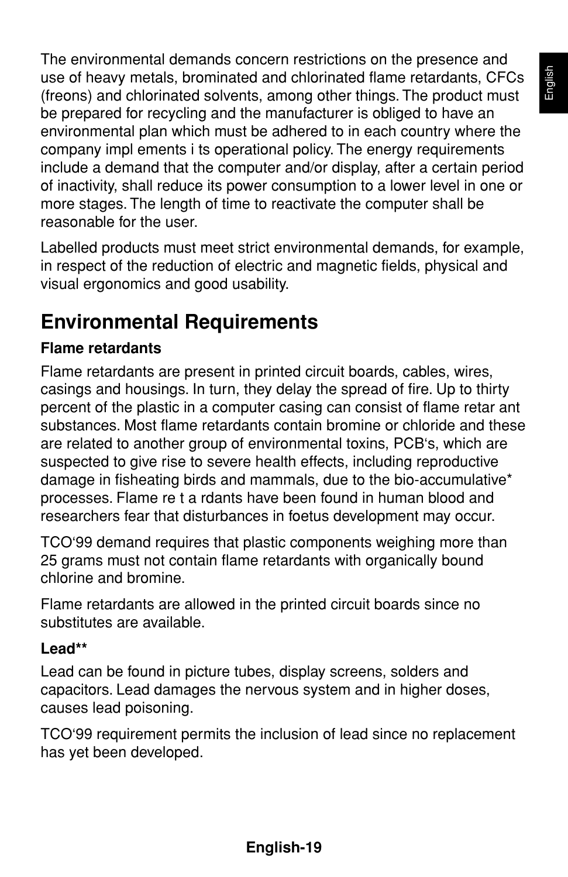The environmental demands concern restrictions on the presence and use of heavy metals, brominated and chlorinated flame retardants, CFCs (freons) and chlorinated solvents, among other things. The product must be prepared for recycling and the manufacturer is obliged to have an environmental plan which must be adhered to in each country where the company impl ements i ts operational policy. The energy requirements include a demand that the computer and/or display, after a certain period of inactivity, shall reduce its power consumption to a lower level in one or more stages. The length of time to reactivate the computer shall be reasonable for the user.

Labelled products must meet strict environmental demands, for example, in respect of the reduction of electric and magnetic fields, physical and visual ergonomics and good usability.

## Environmental Requirements

**Flame retardants**

Flame retardants are present in printed circuit boards, cables, wires, casings and housings. In turn, they delay the spread of fire. Up to thirty percent of the plastic in a computer casing can consist of flame retar ant substances. Most flame retardants contain bromine or chloride and these are related to another group of environmental toxins, PCB's, which are suspected to give rise to severe health effects, including reproductive damage in fisheating birds and mammals, due to the bio-accumulative* processes. Flame re t a rdants have been found in human blood and researchers fear that disturbances in foetus development may occur.

TCO'99 demand requires that plastic components weighing more than 25 grams must not contain flame retardants with organically bound chlorine and bromine.

Flame retardants are allowed in the printed circuit boards since no substitutes are available.

**Lead****

Lead can be found in picture tubes, display screens, solders and capacitors. Lead damages the nervous system and in higher doses, causes lead poisoning.

TCO'99 requirement permits the inclusion of lead since no replacement has yet been developed.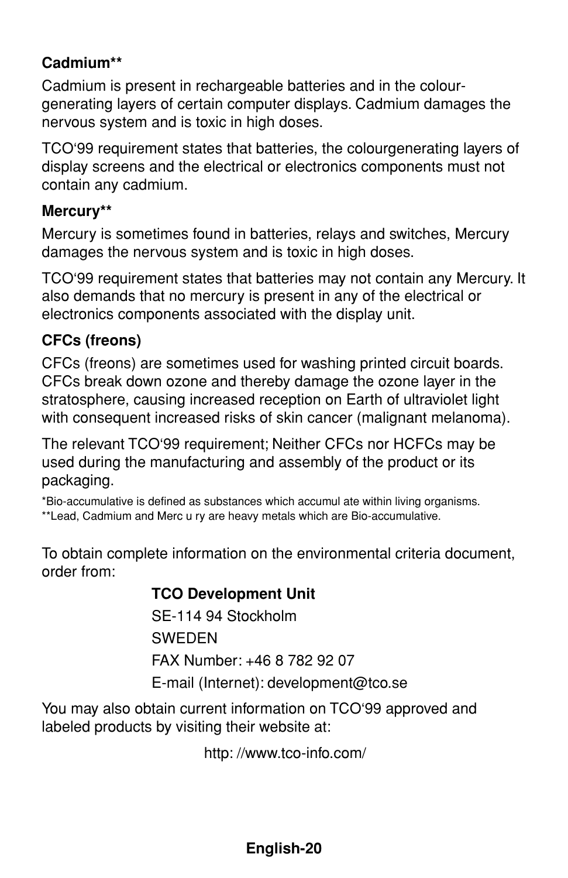**Cadmium****

Cadmium is present in rechargeable batteries and in the colour-generating layers of certain computer displays. Cadmium damages the nervous system and is toxic in high doses.

TCO'99 requirement states that batteries, the colourgenerating layers of display screens and the electrical or electronics components must not contain any cadmium.

**Mercury****

Mercury is sometimes found in batteries, relays and switches, Mercury damages the nervous system and is toxic in high doses.

TCO'99 requirement states that batteries may not contain any Mercury. It also demands that no mercury is present in any of the electrical or electronics components associated with the display unit.

**CFCs (freons)**

CFCs (freons) are sometimes used for washing printed circuit boards. CFCs break down ozone and thereby damage the ozone layer in the stratosphere, causing increased reception on Earth of ultraviolet light with consequent increased risks of skin cancer (malignant melanoma).

The relevant TCO'99 requirement; Neither CFCs nor HCFCs may be used during the manufacturing and assembly of the product or its packaging.

*Bio-accumulative is defined as substances which accumul ate within living organisms.
**Lead, Cadmium and Merc u ry are heavy metals which are Bio-accumulative.

To obtain complete information on the environmental criteria document, order from:

**TCO Development Unit**
SE-114 94 Stockholm
SWEDEN
FAX Number: +46 8 782 92 07
E-mail (Internet): development@tco.se

You may also obtain current information on TCO'99 approved and labeled products by visiting their website at:

http: //www.tco-info.com/